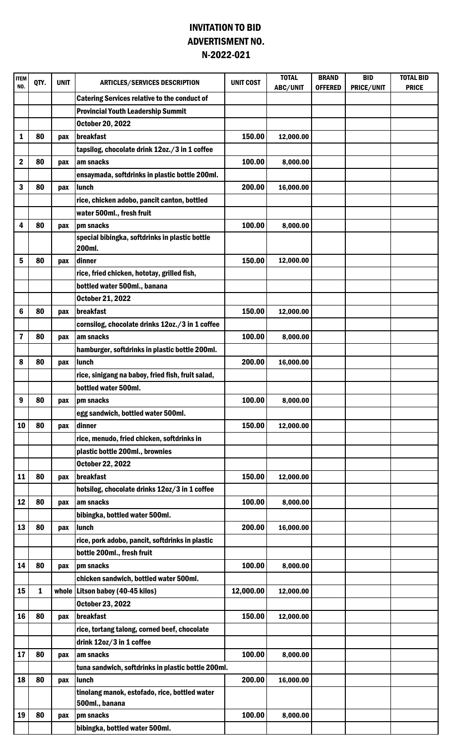# INVITATION TO BID
# ADVERTISMENT NO.
# N-2022-021

| ITEM NO. | QTY. | UNIT | ARTICLES/SERVICES DESCRIPTION | UNIT COST | TOTAL ABC/UNIT | BRAND OFFERED | BID PRICE/UNIT | TOTAL BID PRICE |
|---|---|---|---|---|---|---|---|---|
| | | | Catering Services relative to the conduct of | | | | | |
| | | | Provincial Youth Leadership Summit | | | | | |
| | | | October 20, 2022 | | | | | |
| 1 | 80 | pax | breakfast | 150.00 | 12,000.00 | | | |
| | | | tapsilog, chocolate drink 12oz./3 in 1 coffee | | | | | |
| 2 | 80 | pax | am snacks | 100.00 | 8,000.00 | | | |
| | | | ensaymada, softdrinks in plastic bottle 200ml. | | | | | |
| 3 | 80 | pax | lunch | 200.00 | 16,000.00 | | | |
| | | | rice, chicken adobo, pancit canton, bottled | | | | | |
| | | | water 500ml., fresh fruit | | | | | |
| 4 | 80 | pax | pm snacks | 100.00 | 8,000.00 | | | |
| | | | special bibingka, softdrinks in plastic bottle 200ml. | | | | | |
| 5 | 80 | pax | dinner | 150.00 | 12,000.00 | | | |
| | | | rice, fried chicken, hototay, grilled fish, | | | | | |
| | | | bottled water 500ml., banana | | | | | |
| | | | October 21, 2022 | | | | | |
| 6 | 80 | pax | breakfast | 150.00 | 12,000.00 | | | |
| | | | cornsilog, chocolate drinks 12oz./3 in 1 coffee | | | | | |
| 7 | 80 | pax | am snacks | 100.00 | 8,000.00 | | | |
| | | | hamburger, softdrinks in plastic bottle 200ml. | | | | | |
| 8 | 80 | pax | lunch | 200.00 | 16,000.00 | | | |
| | | | rice, sinigang na baboy, fried fish, fruit salad, | | | | | |
| | | | bottled water 500ml. | | | | | |
| 9 | 80 | pax | pm snacks | 100.00 | 8,000.00 | | | |
| | | | egg sandwich, bottled water 500ml. | | | | | |
| 10 | 80 | pax | dinner | 150.00 | 12,000.00 | | | |
| | | | rice, menudo, fried chicken, softdrinks in | | | | | |
| | | | plastic bottle 200ml., brownies | | | | | |
| | | | October 22, 2022 | | | | | |
| 11 | 80 | pax | breakfast | 150.00 | 12,000.00 | | | |
| | | | hotsilog, chocolate drinks 12oz/3 in 1 coffee | | | | | |
| 12 | 80 | pax | am snacks | 100.00 | 8,000.00 | | | |
| | | | bibingka, bottled water 500ml. | | | | | |
| 13 | 80 | pax | lunch | 200.00 | 16,000.00 | | | |
| | | | rice, pork adobo, pancit, softdrinks in plastic | | | | | |
| | | | bottle 200ml., fresh fruit | | | | | |
| 14 | 80 | pax | pm snacks | 100.00 | 8,000.00 | | | |
| | | | chicken sandwich, bottled water 500ml. | | | | | |
| 15 | 1 | whole | Litson baboy (40-45 kilos) | 12,000.00 | 12,000.00 | | | |
| | | | October 23, 2022 | | | | | |
| 16 | 80 | pax | breakfast | 150.00 | 12,000.00 | | | |
| | | | rice, tortang talong, corned beef, chocolate | | | | | |
| | | | drink 12oz/3 in 1 coffee | | | | | |
| 17 | 80 | pax | am snacks | 100.00 | 8,000.00 | | | |
| | | | tuna sandwich, softdrinks in plastic bottle 200ml. | | | | | |
| 18 | 80 | pax | lunch | 200.00 | 16,000.00 | | | |
| | | | tinolang manok, estofado, rice, bottled water 500ml., banana | | | | | |
| 19 | 80 | pax | pm snacks | 100.00 | 8,000.00 | | | |
| | | | bibingka, bottled water 500ml. | | | | | |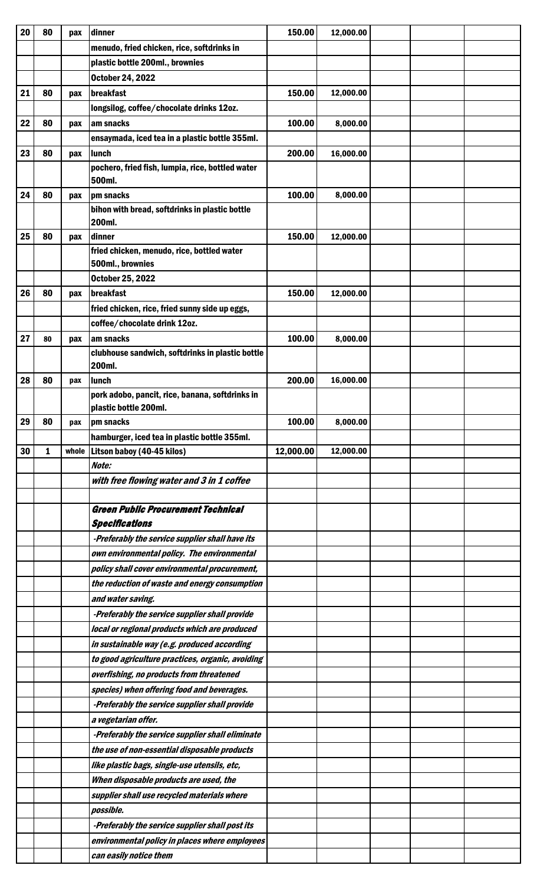| 20 | 80 | pax | dinner | 150.00 | 12,000.00 | | | |
|---|---|---|---|---|---|---|---|---|
| | | | menudo, fried chicken, rice, softdrinks in | | | | | |
| | | | plastic bottle 200ml., brownies | | | | | |
| | | | October 24, 2022 | | | | | |
| 21 | 80 | pax | breakfast | 150.00 | 12,000.00 | | | |
| | | | longsilog, coffee/chocolate drinks 12oz. | | | | | |
| 22 | 80 | pax | am snacks | 100.00 | 8,000.00 | | | |
| | | | ensaymada, iced tea in a plastic bottle 355ml. | | | | | |
| 23 | 80 | pax | lunch | 200.00 | 16,000.00 | | | |
| | | | pochero, fried fish, lumpia, rice, bottled water 500ml. | | | | | |
| 24 | 80 | pax | pm snacks | 100.00 | 8,000.00 | | | |
| | | | bihon with bread, softdrinks in plastic bottle 200ml. | | | | | |
| 25 | 80 | pax | dinner | 150.00 | 12,000.00 | | | |
| | | | fried chicken, menudo, rice, bottled water 500ml., brownies | | | | | |
| | | | October 25, 2022 | | | | | |
| 26 | 80 | pax | breakfast | 150.00 | 12,000.00 | | | |
| | | | fried chicken, rice, fried sunny side up eggs, | | | | | |
| | | | coffee/chocolate drink 12oz. | | | | | |
| 27 | 80 | pax | am snacks | 100.00 | 8,000.00 | | | |
| | | | clubhouse sandwich, softdrinks in plastic bottle 200ml. | | | | | |
| 28 | 80 | pax | lunch | 200.00 | 16,000.00 | | | |
| | | | pork adobo, pancit, rice, banana, softdrinks in plastic bottle 200ml. | | | | | |
| 29 | 80 | pax | pm snacks | 100.00 | 8,000.00 | | | |
| | | | hamburger, iced tea in plastic bottle 355ml. | | | | | |
| 30 | 1 | whole | Litson baboy (40-45 kilos) | 12,000.00 | 12,000.00 | | | |
| | | | *Note:* | | | | | |
| | | | *with free flowing water and 3 in 1 coffee* | | | | | |
| | | | | | | | | |
| | | | ***Green Public Procurement Technical Specifications*** | | | | | |
| | | | *-Preferably the service supplier shall have its* | | | | | |
| | | | *own environmental policy. The environmental* | | | | | |
| | | | *policy shall cover environmental procurement,* | | | | | |
| | | | *the reduction of waste and energy consumption* | | | | | |
| | | | *and water saving.* | | | | | |
| | | | *-Preferably the service supplier shall provide* | | | | | |
| | | | *local or regional products which are produced* | | | | | |
| | | | *in sustainable way (e.g. produced according* | | | | | |
| | | | *to good agriculture practices, organic, avoiding* | | | | | |
| | | | *overfishing, no products from threatened* | | | | | |
| | | | *species) when offering food and beverages.* | | | | | |
| | | | *-Preferably the service supplier shall provide* | | | | | |
| | | | *a vegetarian offer.* | | | | | |
| | | | *-Preferably the service supplier shall eliminate* | | | | | |
| | | | *the use of non-essential disposable products* | | | | | |
| | | | *like plastic bags, single-use utensils, etc,* | | | | | |
| | | | *When disposable products are used, the* | | | | | |
| | | | *supplier shall use recycled materials where* | | | | | |
| | | | *possible.* | | | | | |
| | | | *-Preferably the service supplier shall post its* | | | | | |
| | | | *environmental policy in places where employees* | | | | | |
| | | | *can easily notice them* | | | | | |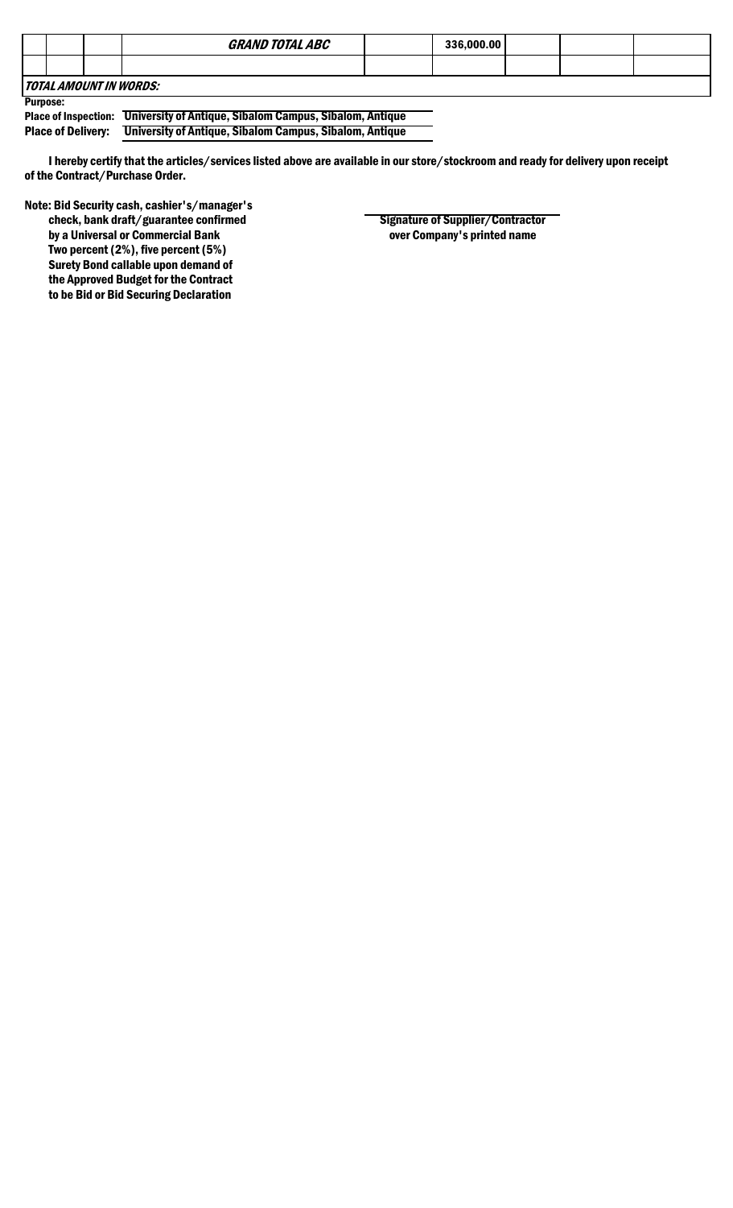| | | | | | | | | |
|---|---|---|---|---|---|---|---|---|
| | | | ***GRAND TOTAL ABC*** | | **336,000.00** | | | |
| | | | | | | | | |

***TOTAL AMOUNT IN WORDS:***

**Purpose:**

**Place of Inspection:** **University of Antique, Sibalom Campus, Sibalom, Antique**

**Place of Delivery:** **University of Antique, Sibalom Campus, Sibalom, Antique**

**I hereby certify that the articles/services listed above are available in our store/stockroom and ready for delivery upon receipt of the Contract/Purchase Order.**

**Note: Bid Security cash, cashier's/manager's check, bank draft/guarantee confirmed by a Universal or Commercial Bank Two percent (2%), five percent (5%) Surety Bond callable upon demand of the Approved Budget for the Contract to be Bid or Bid Securing Declaration**

**Signature of Supplier/Contractor over Company's printed name**